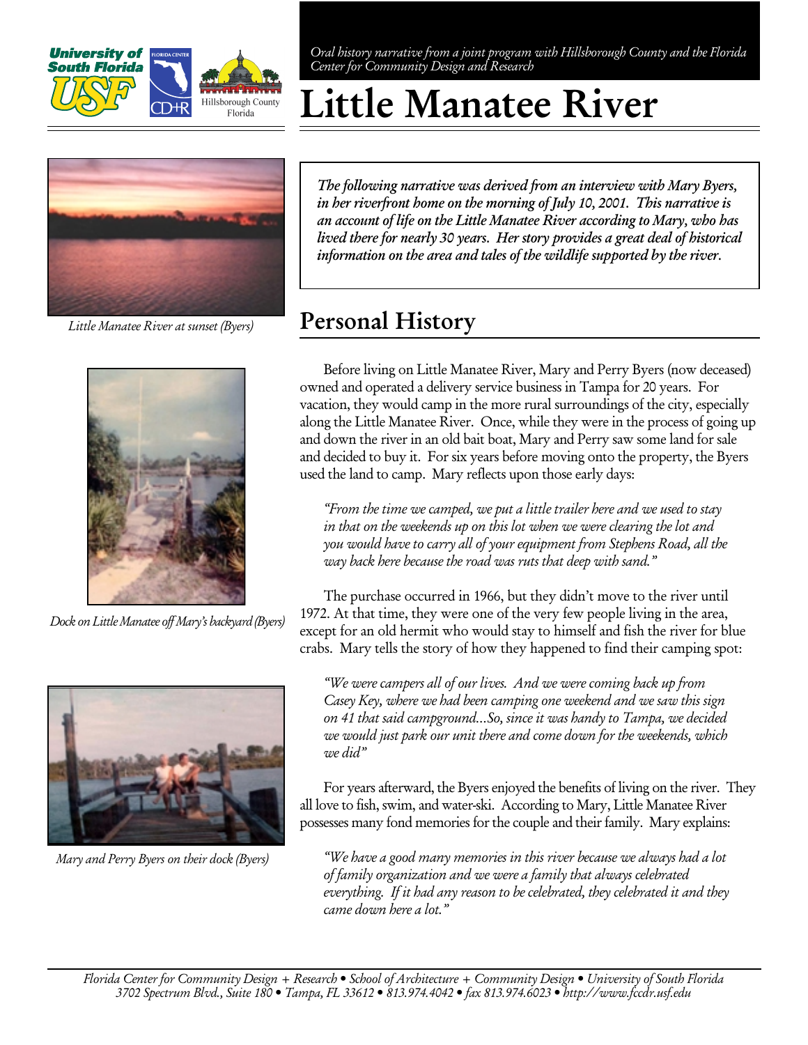*Oral history narrative from a joint program with Hillsborough County and the Florida Center for Community Design and Research*

# Little Manatee River

*The following narrative was derived from an interview with Mary Byers, in her riverfront home on the morning of July 10, 2001. This narrative is an account of life on the Little Manatee River according to Mary, who has lived there for nearly 30 years. Her story provides a great deal of historical information on the area and tales of the wildlife supported by the river.*

*Little Manatee River at sunset (Byers)*

*Dock on Little Manatee off Mary's backyard (Byers)*

*Mary and Perry Byers on their dock (Byers)*

## Personal History

Before living on Little Manatee River, Mary and Perry Byers (now deceased) owned and operated a delivery service business in Tampa for 20 years. For vacation, they would camp in the more rural surroundings of the city, especially along the Little Manatee River. Once, while they were in the process of going up and down the river in an old bait boat, Mary and Perry saw some land for sale and decided to buy it. For six years before moving onto the property, the Byers used the land to camp. Mary reflects upon those early days:

> *"From the time we camped, we put a little trailer here and we used to stay in that on the weekends up on this lot when we were clearing the lot and you would have to carry all of your equipment from Stephens Road, all the way back here because the road was ruts that deep with sand."*

The purchase occurred in 1966, but they didn't move to the river until 1972. At that time, they were one of the very few people living in the area, except for an old hermit who would stay to himself and fish the river for blue crabs. Mary tells the story of how they happened to find their camping spot:

> *"We were campers all of our lives. And we were coming back up from Casey Key, where we had been camping one weekend and we saw this sign on 41 that said campground...So, since it was handy to Tampa, we decided we would just park our unit there and come down for the weekends, which we did"*

For years afterward, the Byers enjoyed the benefits of living on the river. They all love to fish, swim, and water-ski. According to Mary, Little Manatee River possesses many fond memories for the couple and their family. Mary explains:

> *"We have a good many memories in this river because we always had a lot of family organization and we were a family that always celebrated everything. If it had any reason to be celebrated, they celebrated it and they came down here a lot."*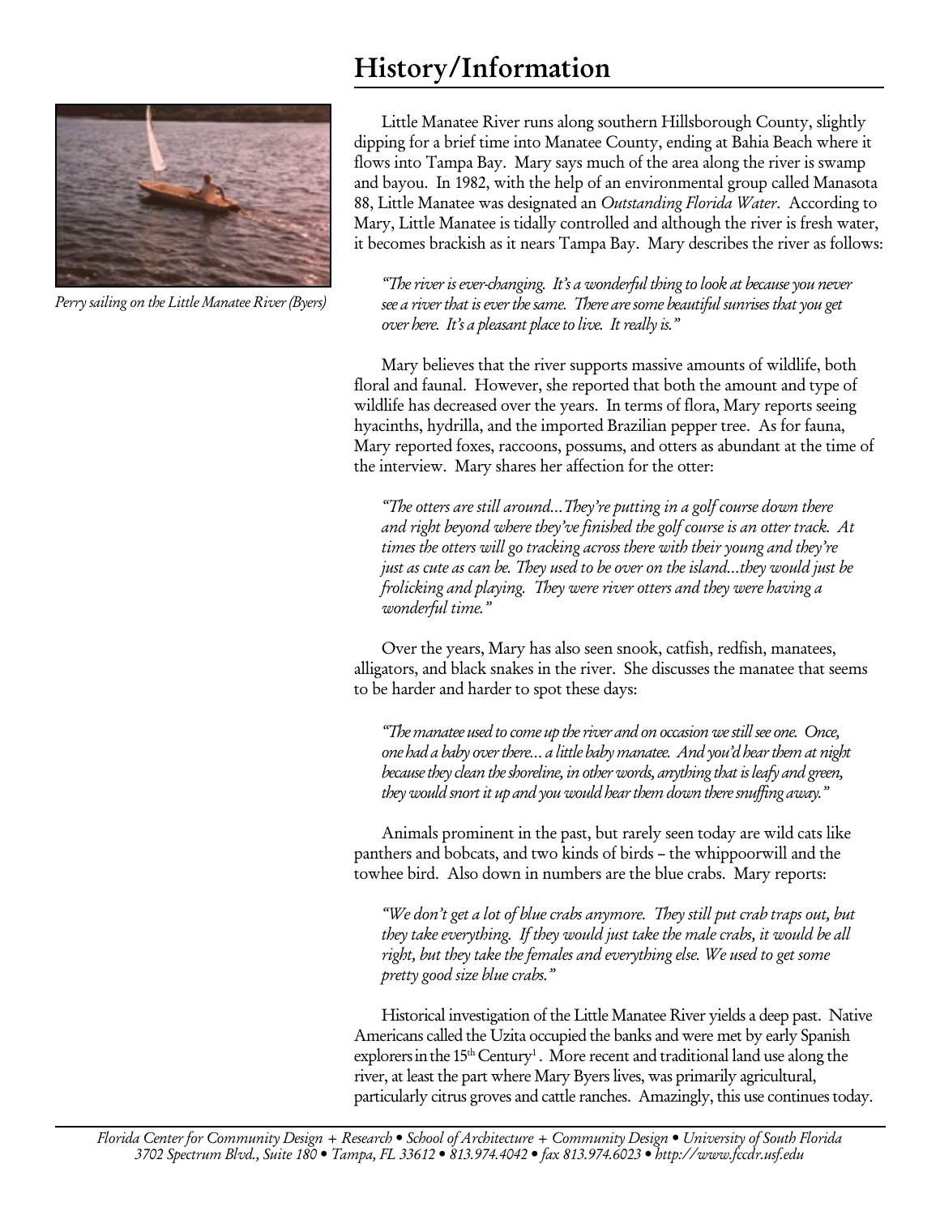# History/Information

*Perry sailing on the Little Manatee River (Byers)*

Little Manatee River runs along southern Hillsborough County, slightly dipping for a brief time into Manatee County, ending at Bahia Beach where it flows into Tampa Bay. Mary says much of the area along the river is swamp and bayou. In 1982, with the help of an environmental group called Manasota 88, Little Manatee was designated an *Outstanding Florida Water*. According to Mary, Little Manatee is tidally controlled and although the river is fresh water, it becomes brackish as it nears Tampa Bay. Mary describes the river as follows:

> *"The river is ever-changing. It's a wonderful thing to look at because you never see a river that is ever the same. There are some beautiful sunrises that you get over here. It's a pleasant place to live. It really is."*

Mary believes that the river supports massive amounts of wildlife, both floral and faunal. However, she reported that both the amount and type of wildlife has decreased over the years. In terms of flora, Mary reports seeing hyacinths, hydrilla, and the imported Brazilian pepper tree. As for fauna, Mary reported foxes, raccoons, possums, and otters as abundant at the time of the interview. Mary shares her affection for the otter:

> *"The otters are still around…They're putting in a golf course down there and right beyond where they've finished the golf course is an otter track. At times the otters will go tracking across there with their young and they're just as cute as can be. They used to be over on the island…they would just be frolicking and playing. They were river otters and they were having a wonderful time."*

Over the years, Mary has also seen snook, catfish, redfish, manatees, alligators, and black snakes in the river. She discusses the manatee that seems to be harder and harder to spot these days:

> *"The manatee used to come up the river and on occasion we still see one. Once, one had a baby over there… a little baby manatee. And you'd hear them at night because they clean the shoreline, in other words, anything that is leafy and green, they would snort it up and you would hear them down there snuffing away."*

Animals prominent in the past, but rarely seen today are wild cats like panthers and bobcats, and two kinds of birds – the whippoorwill and the towhee bird. Also down in numbers are the blue crabs. Mary reports:

> *"We don't get a lot of blue crabs anymore. They still put crab traps out, but they take everything. If they would just take the male crabs, it would be all right, but they take the females and everything else. We used to get some pretty good size blue crabs."*

Historical investigation of the Little Manatee River yields a deep past. Native Americans called the Uzita occupied the banks and were met by early Spanish explorers in the 15th Century[1]. More recent and traditional land use along the river, at least the part where Mary Byers lives, was primarily agricultural, particularly citrus groves and cattle ranches. Amazingly, this use continues today.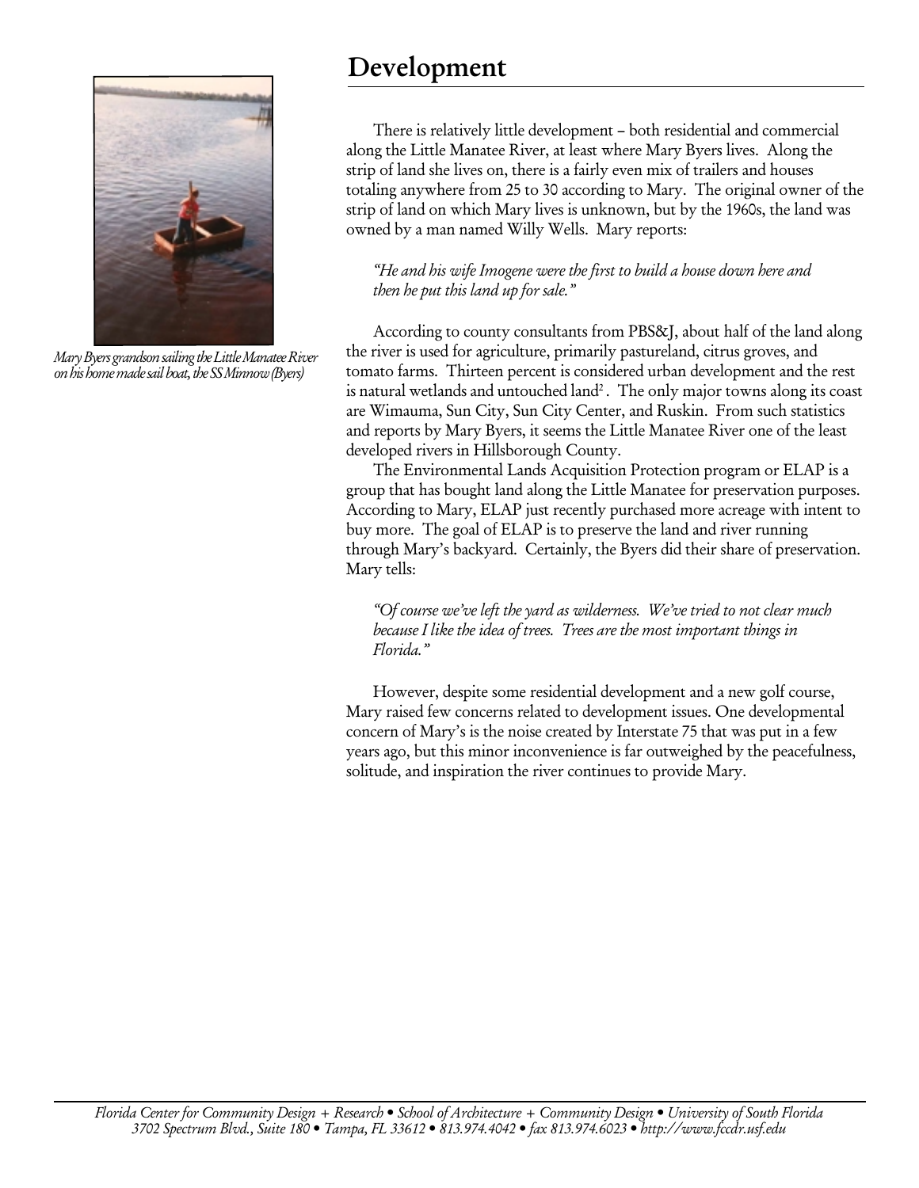## Development

There is relatively little development – both residential and commercial along the Little Manatee River, at least where Mary Byers lives. Along the strip of land she lives on, there is a fairly even mix of trailers and houses totaling anywhere from 25 to 30 according to Mary. The original owner of the strip of land on which Mary lives is unknown, but by the 1960s, the land was owned by a man named Willy Wells. Mary reports:

> *"He and his wife Imogene were the first to build a house down here and then he put this land up for sale."*

According to county consultants from PBS&J, about half of the land along the river is used for agriculture, primarily pastureland, citrus groves, and tomato farms. Thirteen percent is considered urban development and the rest is natural wetlands and untouched land[2]. The only major towns along its coast are Wimauma, Sun City, Sun City Center, and Ruskin. From such statistics and reports by Mary Byers, it seems the Little Manatee River one of the least developed rivers in Hillsborough County.

The Environmental Lands Acquisition Protection program or ELAP is a group that has bought land along the Little Manatee for preservation purposes. According to Mary, ELAP just recently purchased more acreage with intent to buy more. The goal of ELAP is to preserve the land and river running through Mary's backyard. Certainly, the Byers did their share of preservation. Mary tells:

> *"Of course we've left the yard as wilderness. We've tried to not clear much because I like the idea of trees. Trees are the most important things in Florida."*

However, despite some residential development and a new golf course, Mary raised few concerns related to development issues. One developmental concern of Mary's is the noise created by Interstate 75 that was put in a few years ago, but this minor inconvenience is far outweighed by the peacefulness, solitude, and inspiration the river continues to provide Mary.

*Mary Byers grandson sailing the Little Manatee River on his home made sail boat, the SS Minnow (Byers)*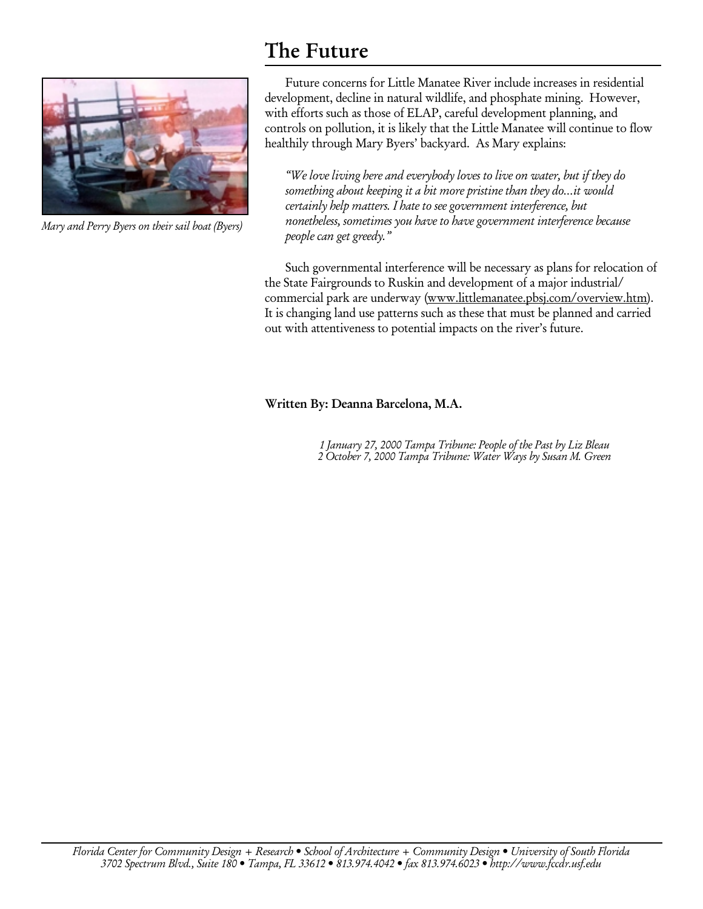## The Future

Mary and Perry Byers on their sail boat (Byers)

Future concerns for Little Manatee River include increases in residential development, decline in natural wildlife, and phosphate mining. However, with efforts such as those of ELAP, careful development planning, and controls on pollution, it is likely that the Little Manatee will continue to flow healthily through Mary Byers' backyard. As Mary explains:

> *"We love living here and everybody loves to live on water, but if they do something about keeping it a bit more pristine than they do...it would certainly help matters. I hate to see government interference, but nonetheless, sometimes you have to have government interference because people can get greedy."*

Such governmental interference will be necessary as plans for relocation of the State Fairgrounds to Ruskin and development of a major industrial/ commercial park are underway (www.littlemanatee.pbsj.com/overview.htm). It is changing land use patterns such as these that must be planned and carried out with attentiveness to potential impacts on the river's future.

**Written By: Deanna Barcelona, M.A.**

*1 January 27, 2000 Tampa Tribune: People of the Past by Liz Bleau*
*2 October 7, 2000 Tampa Tribune: Water Ways by Susan M. Green*